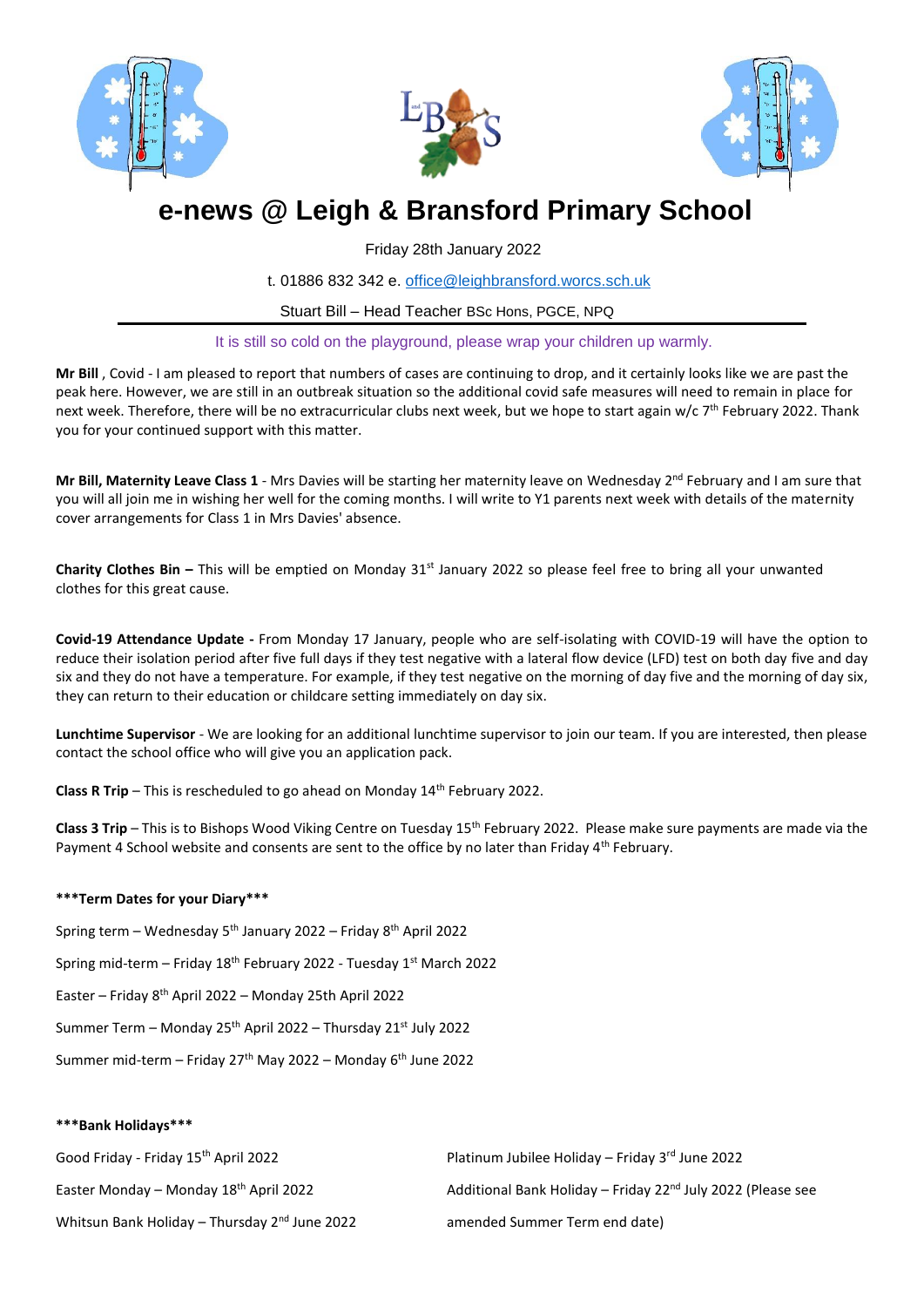# e-news @ Leigh & Bransford Primary School

Friday 28th January 2022

t. 01886 832 342 e. office@leighbransford.worcs.sch.uk

Stuart Bill – Head Teacher BSc Hons, PGCE, NPQ

---

It is still so cold on the playground, please wrap your children up warmly.

**Mr Bill** , Covid - I am pleased to report that numbers of cases are continuing to drop, and it certainly looks like we are past the peak here. However, we are still in an outbreak situation so the additional covid safe measures will need to remain in place for next week. Therefore, there will be no extracurricular clubs next week, but we hope to start again w/c 7th February 2022. Thank you for your continued support with this matter.

**Mr Bill, Maternity Leave Class 1** - Mrs Davies will be starting her maternity leave on Wednesday 2nd February and I am sure that you will all join me in wishing her well for the coming months. I will write to Y1 parents next week with details of the maternity cover arrangements for Class 1 in Mrs Davies' absence.

**Charity Clothes Bin –** This will be emptied on Monday 31st January 2022 so please feel free to bring all your unwanted clothes for this great cause.

**Covid-19 Attendance Update -** From Monday 17 January, people who are self-isolating with COVID-19 will have the option to reduce their isolation period after five full days if they test negative with a lateral flow device (LFD) test on both day five and day six and they do not have a temperature. For example, if they test negative on the morning of day five and the morning of day six, they can return to their education or childcare setting immediately on day six.

**Lunchtime Supervisor** - We are looking for an additional lunchtime supervisor to join our team. If you are interested, then please contact the school office who will give you an application pack.

**Class R Trip** – This is rescheduled to go ahead on Monday 14th February 2022.

**Class 3 Trip** – This is to Bishops Wood Viking Centre on Tuesday 15th February 2022. Please make sure payments are made via the Payment 4 School website and consents are sent to the office by no later than Friday 4th February.

**\*\*\*Term Dates for your Diary\*\*\***

Spring term – Wednesday 5th January 2022 – Friday 8th April 2022

Spring mid-term – Friday 18th February 2022 - Tuesday 1st March 2022

Easter – Friday 8th April 2022 – Monday 25th April 2022

Summer Term – Monday 25th April 2022 – Thursday 21st July 2022

Summer mid-term – Friday 27th May 2022 – Monday 6th June 2022

**\*\*\*Bank Holidays\*\*\***

Good Friday - Friday 15th April 2022

Easter Monday – Monday 18th April 2022

Whitsun Bank Holiday – Thursday 2nd June 2022

Platinum Jubilee Holiday – Friday 3rd June 2022

Additional Bank Holiday – Friday 22nd July 2022 (Please see amended Summer Term end date)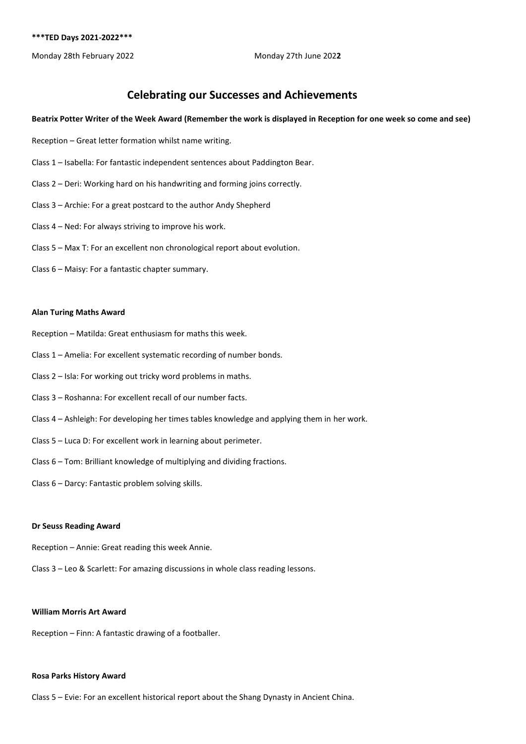**\*\*\*TED Days 2021-2022\*\*\***

Monday 28th February 2022

Monday 27th June 202**2**

## Celebrating our Successes and Achievements

**Beatrix Potter Writer of the Week Award (Remember the work is displayed in Reception for one week so come and see)**

Reception – Great letter formation whilst name writing.

Class 1 – Isabella: For fantastic independent sentences about Paddington Bear.

Class 2 – Deri: Working hard on his handwriting and forming joins correctly.

Class 3 – Archie: For a great postcard to the author Andy Shepherd

Class 4 – Ned: For always striving to improve his work.

Class 5 – Max T: For an excellent non chronological report about evolution.

Class 6 – Maisy: For a fantastic chapter summary.

**Alan Turing Maths Award**

Reception – Matilda: Great enthusiasm for maths this week.

Class 1 – Amelia: For excellent systematic recording of number bonds.

Class 2 – Isla: For working out tricky word problems in maths.

Class 3 – Roshanna: For excellent recall of our number facts.

Class 4 – Ashleigh: For developing her times tables knowledge and applying them in her work.

Class 5 – Luca D: For excellent work in learning about perimeter.

Class 6 – Tom: Brilliant knowledge of multiplying and dividing fractions.

Class 6 – Darcy: Fantastic problem solving skills.

**Dr Seuss Reading Award**

Reception – Annie: Great reading this week Annie.

Class 3 – Leo & Scarlett: For amazing discussions in whole class reading lessons.

**William Morris Art Award**

Reception – Finn: A fantastic drawing of a footballer.

**Rosa Parks History Award**

Class 5 – Evie: For an excellent historical report about the Shang Dynasty in Ancient China.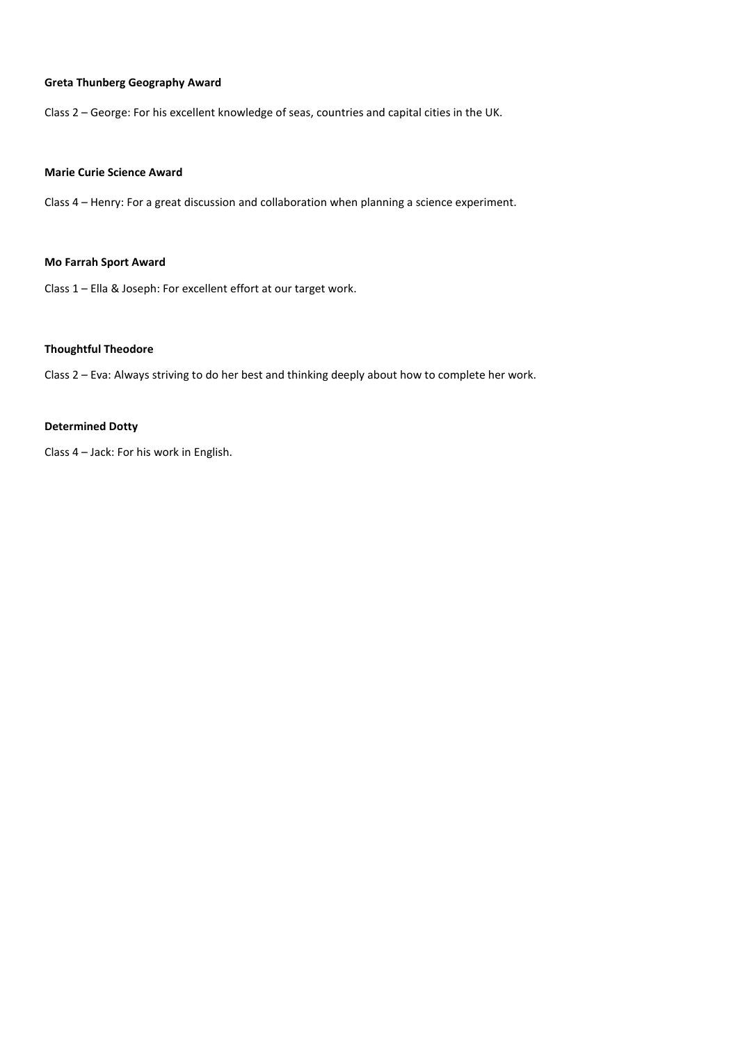**Greta Thunberg Geography Award**

Class 2 – George: For his excellent knowledge of seas, countries and capital cities in the UK.

**Marie Curie Science Award**

Class 4 – Henry: For a great discussion and collaboration when planning a science experiment.

**Mo Farrah Sport Award**

Class 1 – Ella & Joseph: For excellent effort at our target work.

**Thoughtful Theodore**

Class 2 – Eva: Always striving to do her best and thinking deeply about how to complete her work.

**Determined Dotty**

Class 4 – Jack: For his work in English.